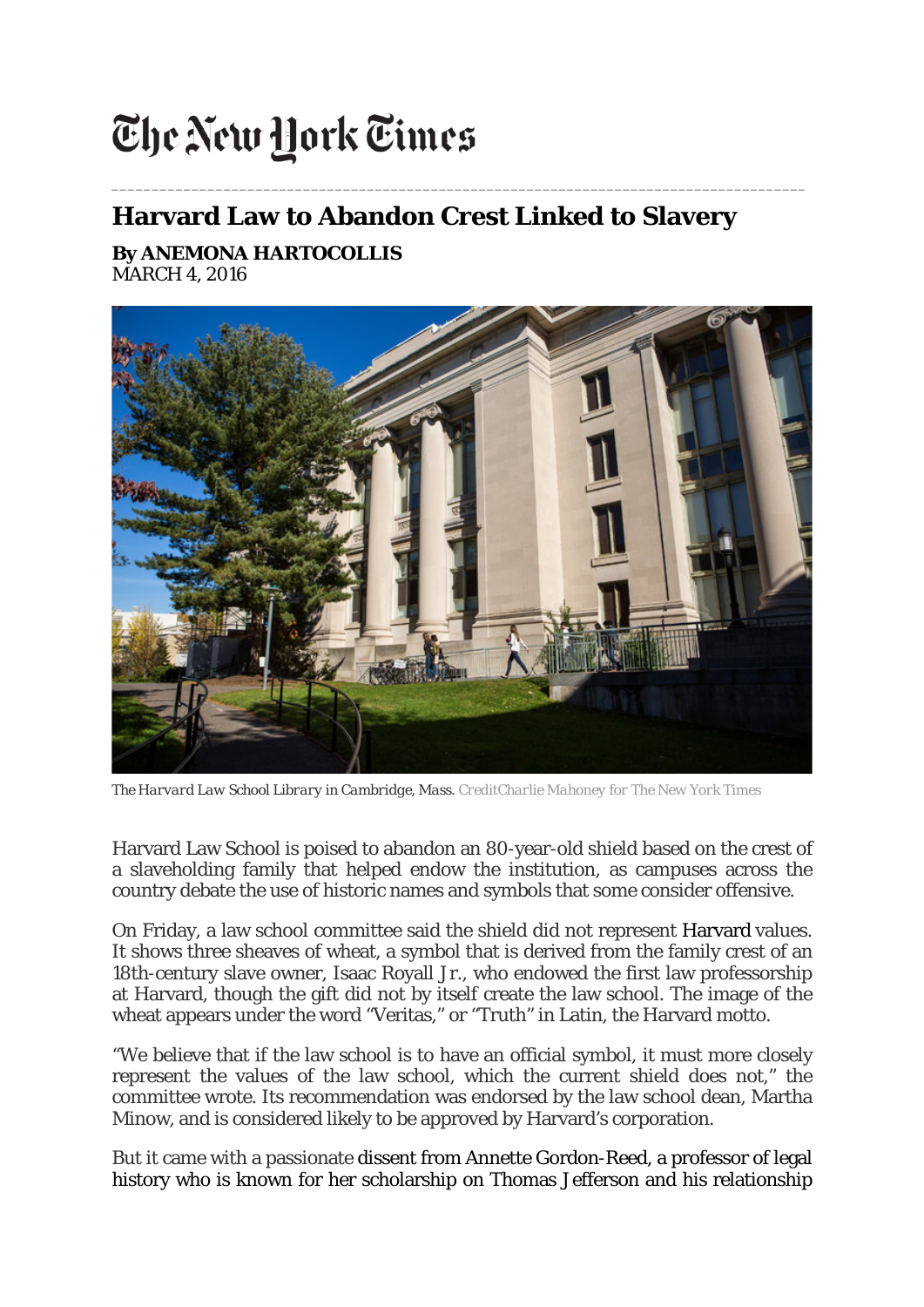The New York Times

# Harvard Law to Abandon Crest Linked to Slavery

**By ANEMONA HARTOCOLLIS**
MARCH 4, 2016

*The Harvard Law School Library in Cambridge, Mass.* *CreditCharlie Mahoney for The New York Times*

Harvard Law School is poised to abandon an 80-year-old shield based on the crest of a slaveholding family that helped endow the institution, as campuses across the country debate the use of historic names and symbols that some consider offensive.

On Friday, a law school committee said the shield did not represent Harvard values. It shows three sheaves of wheat, a symbol that is derived from the family crest of an 18th-century slave owner, Isaac Royall Jr., who endowed the first law professorship at Harvard, though the gift did not by itself create the law school. The image of the wheat appears under the word "Veritas," or "Truth" in Latin, the Harvard motto.

"We believe that if the law school is to have an official symbol, it must more closely represent the values of the law school, which the current shield does not," the committee wrote. Its recommendation was endorsed by the law school dean, Martha Minow, and is considered likely to be approved by Harvard's corporation.

But it came with a passionate dissent from Annette Gordon-Reed, a professor of legal history who is known for her scholarship on Thomas Jefferson and his relationship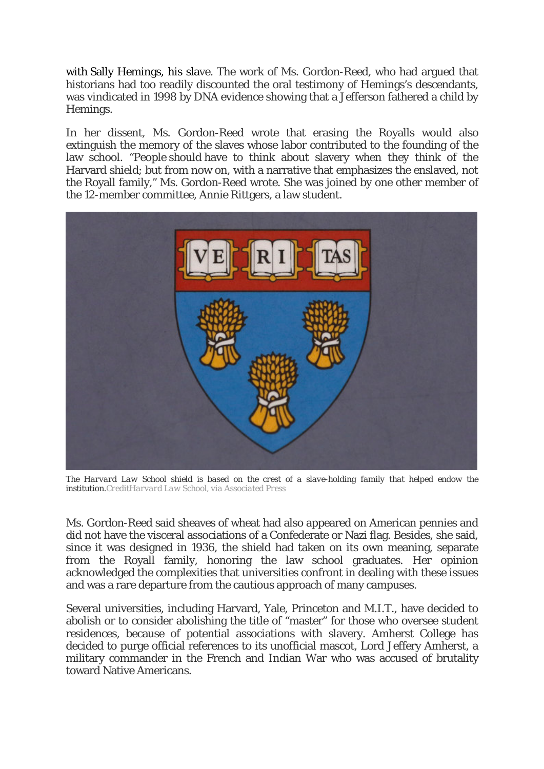with Sally Hemings, his slave. The work of Ms. Gordon-Reed, who had argued that historians had too readily discounted the oral testimony of Hemings's descendants, was vindicated in 1998 by DNA evidence showing that a Jefferson fathered a child by Hemings.

In her dissent, Ms. Gordon-Reed wrote that erasing the Royalls would also extinguish the memory of the slaves whose labor contributed to the founding of the law school. "People should have to think about slavery when they think of the Harvard shield; but from now on, with a narrative that emphasizes the enslaved, not the Royall family," Ms. Gordon-Reed wrote. She was joined by one other member of the 12-member committee, Annie Rittgers, a law student.

The Harvard Law School shield is based on the crest of a slave-holding family that helped endow the institution. *CreditHarvard Law School, via Associated Press*

Ms. Gordon-Reed said sheaves of wheat had also appeared on American pennies and did not have the visceral associations of a Confederate or Nazi flag. Besides, she said, since it was designed in 1936, the shield had taken on its own meaning, separate from the Royall family, honoring the law school graduates. Her opinion acknowledged the complexities that universities confront in dealing with these issues and was a rare departure from the cautious approach of many campuses.

Several universities, including Harvard, Yale, Princeton and M.I.T., have decided to abolish or to consider abolishing the title of "master" for those who oversee student residences, because of potential associations with slavery. Amherst College has decided to purge official references to its unofficial mascot, Lord Jeffery Amherst, a military commander in the French and Indian War who was accused of brutality toward Native Americans.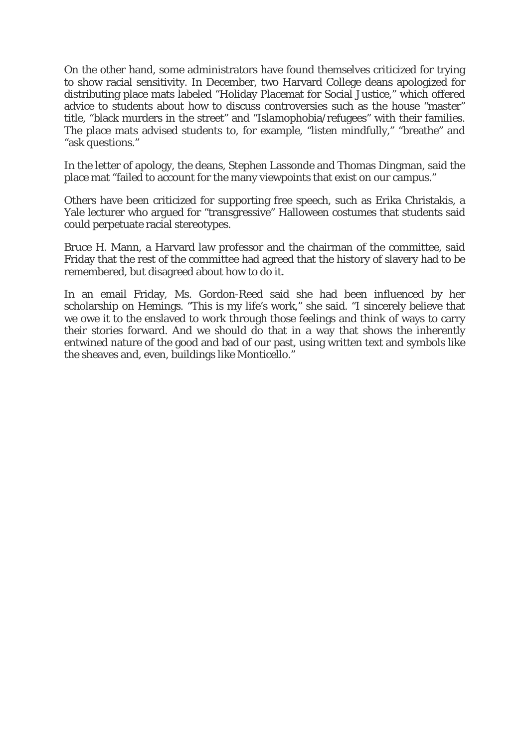On the other hand, some administrators have found themselves criticized for trying to show racial sensitivity. In December, two Harvard College deans apologized for distributing place mats labeled "Holiday Placemat for Social Justice," which offered advice to students about how to discuss controversies such as the house "master" title, "black murders in the street" and "Islamophobia/refugees" with their families. The place mats advised students to, for example, "listen mindfully," "breathe" and "ask questions."

In the letter of apology, the deans, Stephen Lassonde and Thomas Dingman, said the place mat "failed to account for the many viewpoints that exist on our campus."

Others have been criticized for supporting free speech, such as Erika Christakis, a Yale lecturer who argued for "transgressive" Halloween costumes that students said could perpetuate racial stereotypes.

Bruce H. Mann, a Harvard law professor and the chairman of the committee, said Friday that the rest of the committee had agreed that the history of slavery had to be remembered, but disagreed about how to do it.

In an email Friday, Ms. Gordon-Reed said she had been influenced by her scholarship on Hemings. "This is my life's work," she said. "I sincerely believe that we owe it to the enslaved to work through those feelings and think of ways to carry their stories forward. And we should do that in a way that shows the inherently entwined nature of the good and bad of our past, using written text and symbols like the sheaves and, even, buildings like Monticello."